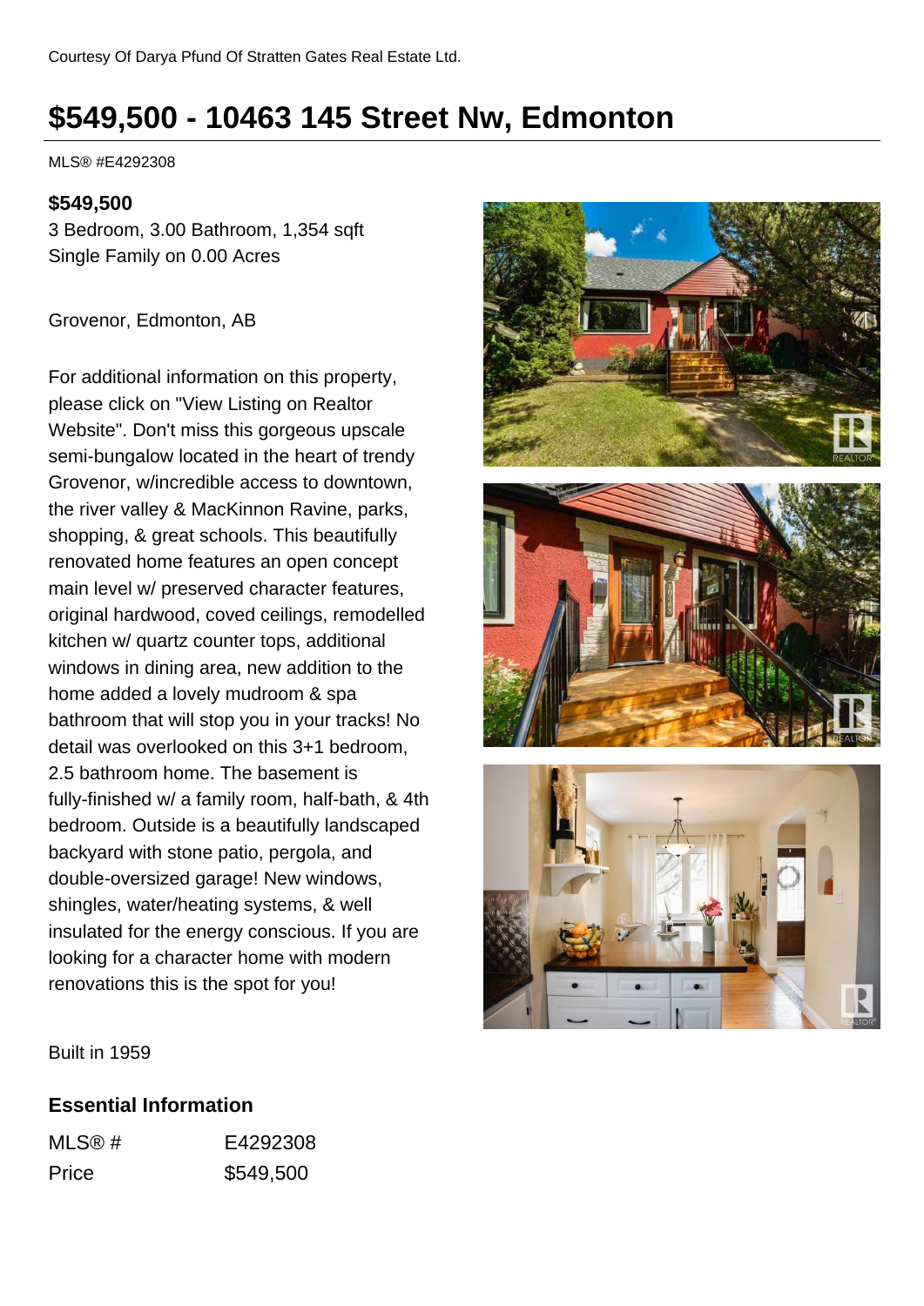Courtesy Of Darya Pfund Of Stratten Gates Real Estate Ltd.

# $549,500 - 10463 145 Street Nw, Edmonton

MLS® #E4292308

**$549,500**

3 Bedroom, 3.00 Bathroom, 1,354 sqft

Single Family on 0.00 Acres

Grovenor, Edmonton, AB

For additional information on this property, please click on "View Listing on Realtor Website". Don't miss this gorgeous upscale semi-bungalow located in the heart of trendy Grovenor, w/incredible access to downtown, the river valley & MacKinnon Ravine, parks, shopping, & great schools. This beautifully renovated home features an open concept main level w/ preserved character features, original hardwood, coved ceilings, remodelled kitchen w/ quartz counter tops, additional windows in dining area, new addition to the home added a lovely mudroom & spa bathroom that will stop you in your tracks! No detail was overlooked on this 3+1 bedroom, 2.5 bathroom home. The basement is fully-finished w/ a family room, half-bath, & 4th bedroom. Outside is a beautifully landscaped backyard with stone patio, pergola, and double-oversized garage! New windows, shingles, water/heating systems, & well insulated for the energy conscious. If you are looking for a character home with modern renovations this is the spot for you!

Built in 1959

## Essential Information

| MLS® # | E4292308 |
| --- | --- |
| Price | $549,500 |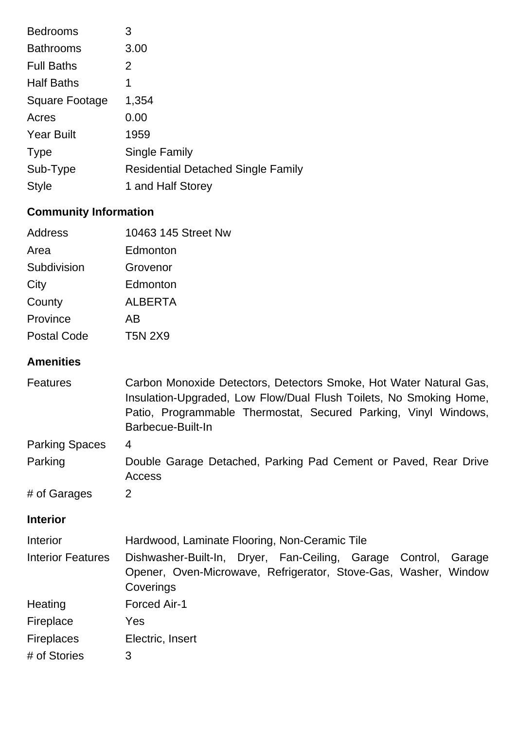| | |
|---|---|
| Bedrooms | 3 |
| Bathrooms | 3.00 |
| Full Baths | 2 |
| Half Baths | 1 |
| Square Footage | 1,354 |
| Acres | 0.00 |
| Year Built | 1959 |
| Type | Single Family |
| Sub-Type | Residential Detached Single Family |
| Style | 1 and Half Storey |

## Community Information

| | |
|---|---|
| Address | 10463 145 Street Nw |
| Area | Edmonton |
| Subdivision | Grovenor |
| City | Edmonton |
| County | ALBERTA |
| Province | AB |
| Postal Code | T5N 2X9 |

## Amenities

| | |
|---|---|
| Features | Carbon Monoxide Detectors, Detectors Smoke, Hot Water Natural Gas, Insulation-Upgraded, Low Flow/Dual Flush Toilets, No Smoking Home, Patio, Programmable Thermostat, Secured Parking, Vinyl Windows, Barbecue-Built-In |
| Parking Spaces | 4 |
| Parking | Double Garage Detached, Parking Pad Cement or Paved, Rear Drive Access |
| # of Garages | 2 |

## Interior

| | |
|---|---|
| Interior | Hardwood, Laminate Flooring, Non-Ceramic Tile |
| Interior Features | Dishwasher-Built-In, Dryer, Fan-Ceiling, Garage Control, Garage Opener, Oven-Microwave, Refrigerator, Stove-Gas, Washer, Window Coverings |
| Heating | Forced Air-1 |
| Fireplace | Yes |
| Fireplaces | Electric, Insert |
| # of Stories | 3 |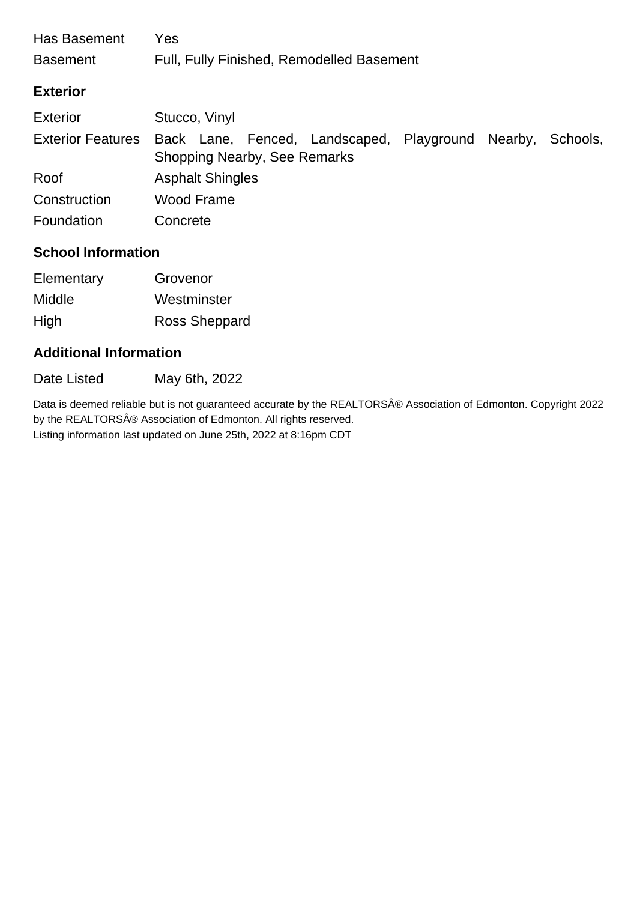| | |
|---|---|
| Has Basement | Yes |
| Basement | Full, Fully Finished, Remodelled Basement |

### Exterior

| | |
|---|---|
| Exterior | Stucco, Vinyl |
| Exterior Features | Back Lane, Fenced, Landscaped, Playground Nearby, Schools, Shopping Nearby, See Remarks |
| Roof | Asphalt Shingles |
| Construction | Wood Frame |
| Foundation | Concrete |

### School Information

| | |
|---|---|
| Elementary | Grovenor |
| Middle | Westminster |
| High | Ross Sheppard |

### Additional Information

| | |
|---|---|
| Date Listed | May 6th, 2022 |

Data is deemed reliable but is not guaranteed accurate by the REALTORSÂ® Association of Edmonton. Copyright 2022 by the REALTORSÂ® Association of Edmonton. All rights reserved.
Listing information last updated on June 25th, 2022 at 8:16pm CDT